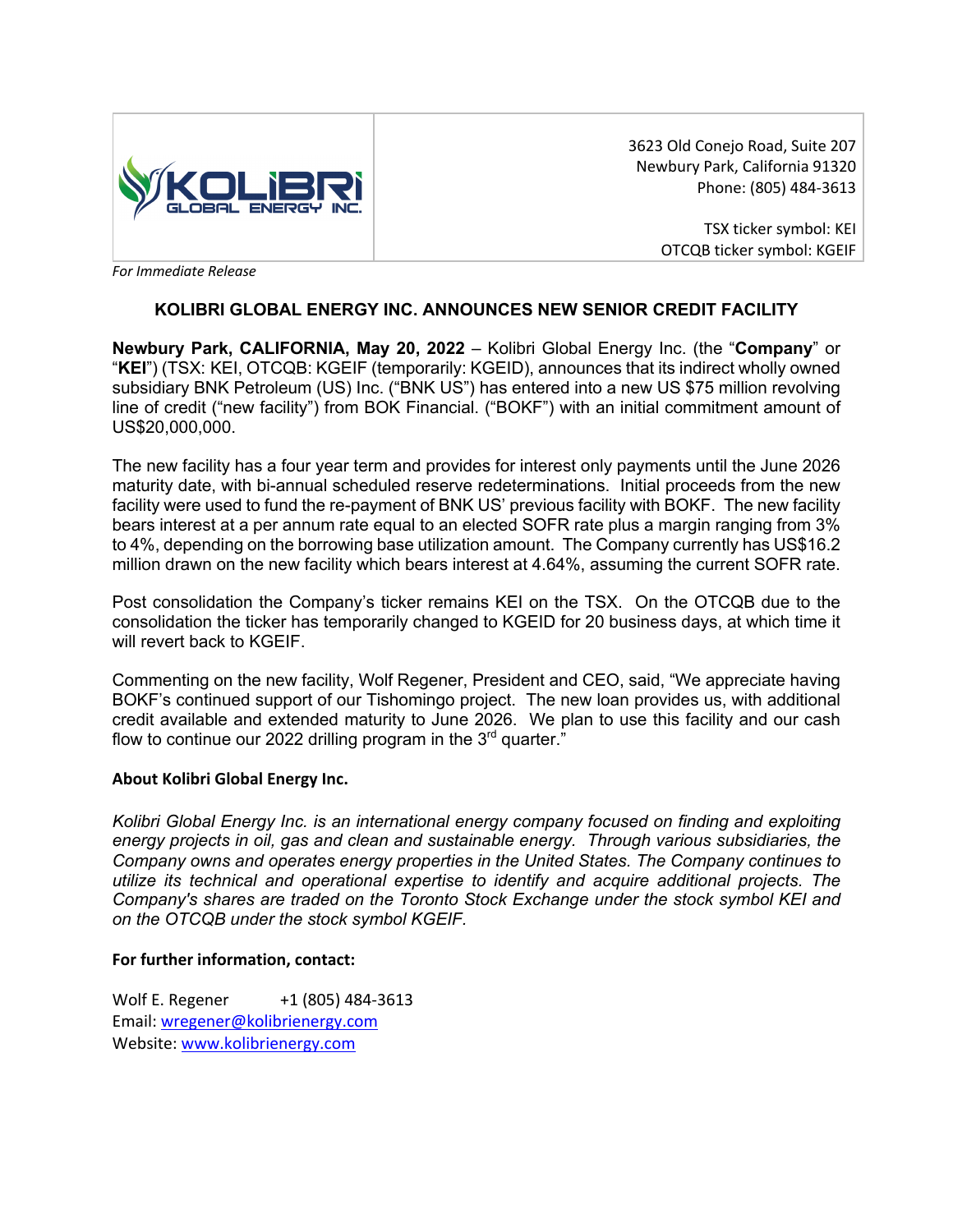KOLIBRI GLOBAL ENERGY INC.

3623 Old Conejo Road, Suite 207
Newbury Park, California 91320
Phone: (805) 484-3613

TSX ticker symbol: KEI
OTCQB ticker symbol: KGEIF

*For Immediate Release*

# KOLIBRI GLOBAL ENERGY INC. ANNOUNCES NEW SENIOR CREDIT FACILITY

**Newbury Park, CALIFORNIA, May 20, 2022** – Kolibri Global Energy Inc. (the "**Company**" or "**KEI**") (TSX: KEI, OTCQB: KGEIF (temporarily: KGEID), announces that its indirect wholly owned subsidiary BNK Petroleum (US) Inc. ("BNK US") has entered into a new US $75 million revolving line of credit ("new facility") from BOK Financial. ("BOKF") with an initial commitment amount of US$20,000,000.

The new facility has a four year term and provides for interest only payments until the June 2026 maturity date, with bi-annual scheduled reserve redeterminations. Initial proceeds from the new facility were used to fund the re-payment of BNK US' previous facility with BOKF. The new facility bears interest at a per annum rate equal to an elected SOFR rate plus a margin ranging from 3% to 4%, depending on the borrowing base utilization amount. The Company currently has US$16.2 million drawn on the new facility which bears interest at 4.64%, assuming the current SOFR rate.

Post consolidation the Company's ticker remains KEI on the TSX. On the OTCQB due to the consolidation the ticker has temporarily changed to KGEID for 20 business days, at which time it will revert back to KGEIF.

Commenting on the new facility, Wolf Regener, President and CEO, said, "We appreciate having BOKF's continued support of our Tishomingo project. The new loan provides us, with additional credit available and extended maturity to June 2026. We plan to use this facility and our cash flow to continue our 2022 drilling program in the 3rd quarter."

**About Kolibri Global Energy Inc.**

*Kolibri Global Energy Inc. is an international energy company focused on finding and exploiting energy projects in oil, gas and clean and sustainable energy. Through various subsidiaries, the Company owns and operates energy properties in the United States. The Company continues to utilize its technical and operational expertise to identify and acquire additional projects. The Company's shares are traded on the Toronto Stock Exchange under the stock symbol KEI and on the OTCQB under the stock symbol KGEIF.*

**For further information, contact:**

Wolf E. Regener +1 (805) 484-3613
Email: wregener@kolibrienergy.com
Website: www.kolibrienergy.com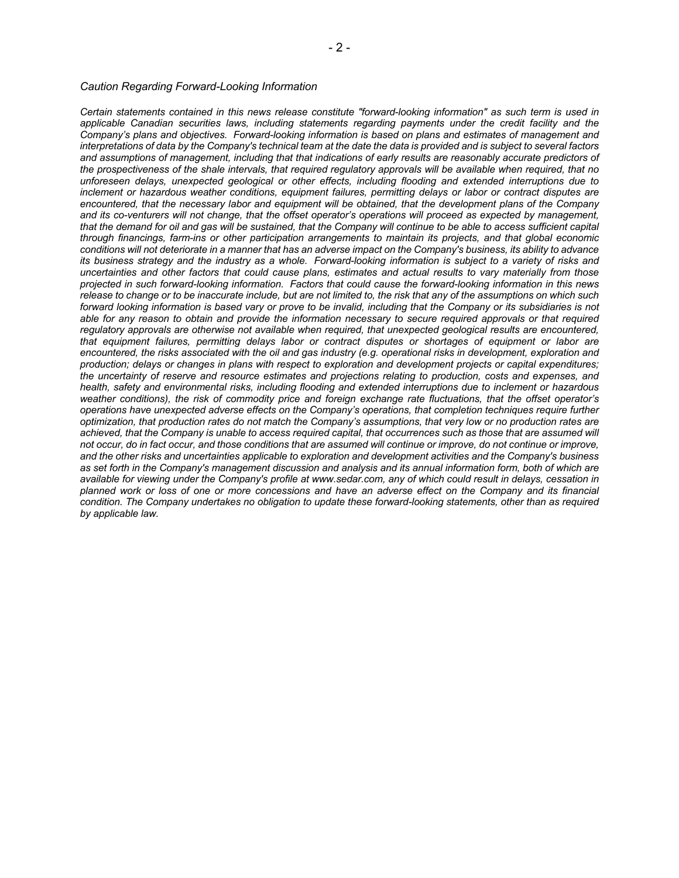*Caution Regarding Forward-Looking Information*

*Certain statements contained in this news release constitute "forward-looking information" as such term is used in applicable Canadian securities laws, including statements regarding payments under the credit facility and the Company's plans and objectives. Forward-looking information is based on plans and estimates of management and interpretations of data by the Company's technical team at the date the data is provided and is subject to several factors and assumptions of management, including that that indications of early results are reasonably accurate predictors of the prospectiveness of the shale intervals, that required regulatory approvals will be available when required, that no unforeseen delays, unexpected geological or other effects, including flooding and extended interruptions due to inclement or hazardous weather conditions, equipment failures, permitting delays or labor or contract disputes are encountered, that the necessary labor and equipment will be obtained, that the development plans of the Company and its co-venturers will not change, that the offset operator's operations will proceed as expected by management, that the demand for oil and gas will be sustained, that the Company will continue to be able to access sufficient capital through financings, farm-ins or other participation arrangements to maintain its projects, and that global economic conditions will not deteriorate in a manner that has an adverse impact on the Company's business, its ability to advance its business strategy and the industry as a whole. Forward-looking information is subject to a variety of risks and uncertainties and other factors that could cause plans, estimates and actual results to vary materially from those projected in such forward-looking information. Factors that could cause the forward-looking information in this news release to change or to be inaccurate include, but are not limited to, the risk that any of the assumptions on which such forward looking information is based vary or prove to be invalid, including that the Company or its subsidiaries is not able for any reason to obtain and provide the information necessary to secure required approvals or that required regulatory approvals are otherwise not available when required, that unexpected geological results are encountered, that equipment failures, permitting delays labor or contract disputes or shortages of equipment or labor are encountered, the risks associated with the oil and gas industry (e.g. operational risks in development, exploration and production; delays or changes in plans with respect to exploration and development projects or capital expenditures; the uncertainty of reserve and resource estimates and projections relating to production, costs and expenses, and health, safety and environmental risks, including flooding and extended interruptions due to inclement or hazardous weather conditions), the risk of commodity price and foreign exchange rate fluctuations, that the offset operator's operations have unexpected adverse effects on the Company's operations, that completion techniques require further optimization, that production rates do not match the Company's assumptions, that very low or no production rates are achieved, that the Company is unable to access required capital, that occurrences such as those that are assumed will not occur, do in fact occur, and those conditions that are assumed will continue or improve, do not continue or improve, and the other risks and uncertainties applicable to exploration and development activities and the Company's business as set forth in the Company's management discussion and analysis and its annual information form, both of which are available for viewing under the Company's profile at www.sedar.com, any of which could result in delays, cessation in planned work or loss of one or more concessions and have an adverse effect on the Company and its financial condition. The Company undertakes no obligation to update these forward-looking statements, other than as required by applicable law.*